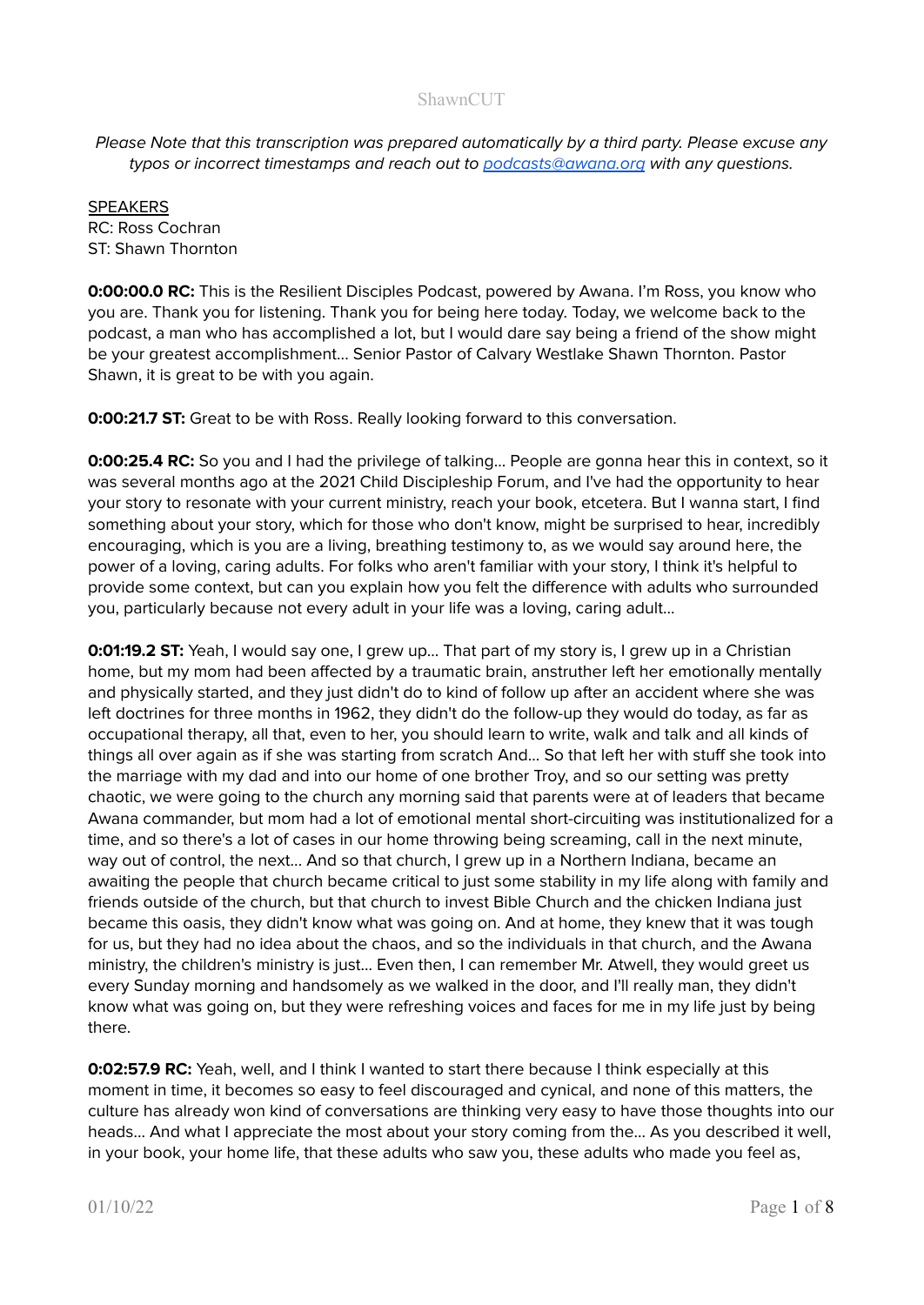ShawnCUT

*Please Note that this transcription was prepared automatically by a third party. Please excuse any typos or incorrect timestamps and reach out to [podcasts@awana.org](mailto:podcasts@awana.org) with any questions.*

<u>SPEAKERS</u>
RC: Ross Cochran
ST: Shawn Thornton

**0:00:00.0 RC:** This is the Resilient Disciples Podcast, powered by Awana. I'm Ross, you know who you are. Thank you for listening. Thank you for being here today. Today, we welcome back to the podcast, a man who has accomplished a lot, but I would dare say being a friend of the show might be your greatest accomplishment... Senior Pastor of Calvary Westlake Shawn Thornton. Pastor Shawn, it is great to be with you again.

**0:00:21.7 ST:** Great to be with Ross. Really looking forward to this conversation.

**0:00:25.4 RC:** So you and I had the privilege of talking... People are gonna hear this in context, so it was several months ago at the 2021 Child Discipleship Forum, and I've had the opportunity to hear your story to resonate with your current ministry, reach your book, etcetera. But I wanna start, I find something about your story, which for those who don't know, might be surprised to hear, incredibly encouraging, which is you are a living, breathing testimony to, as we would say around here, the power of a loving, caring adults. For folks who aren't familiar with your story, I think it's helpful to provide some context, but can you explain how you felt the difference with adults who surrounded you, particularly because not every adult in your life was a loving, caring adult...

**0:01:19.2 ST:** Yeah, I would say one, I grew up... That part of my story is, I grew up in a Christian home, but my mom had been affected by a traumatic brain, anstruther left her emotionally mentally and physically started, and they just didn't do to kind of follow up after an accident where she was left doctrines for three months in 1962, they didn't do the follow-up they would do today, as far as occupational therapy, all that, even to her, you should learn to write, walk and talk and all kinds of things all over again as if she was starting from scratch And... So that left her with stuff she took into the marriage with my dad and into our home of one brother Troy, and so our setting was pretty chaotic, we were going to the church any morning said that parents were at of leaders that became Awana commander, but mom had a lot of emotional mental short-circuiting was institutionalized for a time, and so there's a lot of cases in our home throwing being screaming, call in the next minute, way out of control, the next... And so that church, I grew up in a Northern Indiana, became an awaiting the people that church became critical to just some stability in my life along with family and friends outside of the church, but that church to invest Bible Church and the chicken Indiana just became this oasis, they didn't know what was going on. And at home, they knew that it was tough for us, but they had no idea about the chaos, and so the individuals in that church, and the Awana ministry, the children's ministry is just... Even then, I can remember Mr. Atwell, they would greet us every Sunday morning and handsomely as we walked in the door, and I'll really man, they didn't know what was going on, but they were refreshing voices and faces for me in my life just by being there.

**0:02:57.9 RC:** Yeah, well, and I think I wanted to start there because I think especially at this moment in time, it becomes so easy to feel discouraged and cynical, and none of this matters, the culture has already won kind of conversations are thinking very easy to have those thoughts into our heads... And what I appreciate the most about your story coming from the... As you described it well, in your book, your home life, that these adults who saw you, these adults who made you feel as,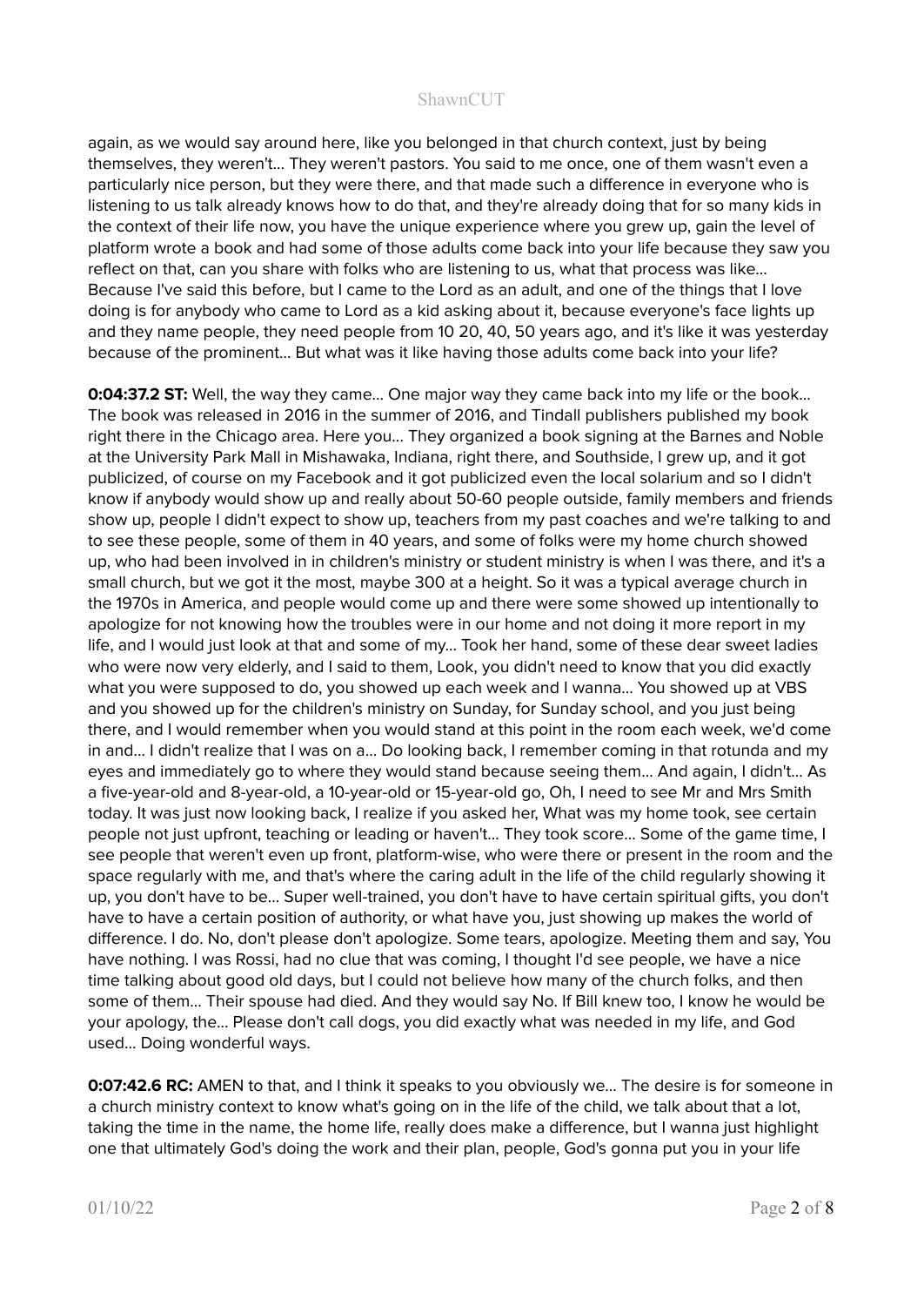again, as we would say around here, like you belonged in that church context, just by being themselves, they weren't... They weren't pastors. You said to me once, one of them wasn't even a particularly nice person, but they were there, and that made such a difference in everyone who is listening to us talk already knows how to do that, and they're already doing that for so many kids in the context of their life now, you have the unique experience where you grew up, gain the level of platform wrote a book and had some of those adults come back into your life because they saw you reflect on that, can you share with folks who are listening to us, what that process was like... Because I've said this before, but I came to the Lord as an adult, and one of the things that I love doing is for anybody who came to Lord as a kid asking about it, because everyone's face lights up and they name people, they need people from 10 20, 40, 50 years ago, and it's like it was yesterday because of the prominent... But what was it like having those adults come back into your life?

**0:04:37.2 ST:** Well, the way they came... One major way they came back into my life or the book... The book was released in 2016 in the summer of 2016, and Tindall publishers published my book right there in the Chicago area. Here you... They organized a book signing at the Barnes and Noble at the University Park Mall in Mishawaka, Indiana, right there, and Southside, I grew up, and it got publicized, of course on my Facebook and it got publicized even the local solarium and so I didn't know if anybody would show up and really about 50-60 people outside, family members and friends show up, people I didn't expect to show up, teachers from my past coaches and we're talking to and to see these people, some of them in 40 years, and some of folks were my home church showed up, who had been involved in in children's ministry or student ministry is when I was there, and it's a small church, but we got it the most, maybe 300 at a height. So it was a typical average church in the 1970s in America, and people would come up and there were some showed up intentionally to apologize for not knowing how the troubles were in our home and not doing it more report in my life, and I would just look at that and some of my... Took her hand, some of these dear sweet ladies who were now very elderly, and I said to them, Look, you didn't need to know that you did exactly what you were supposed to do, you showed up each week and I wanna... You showed up at VBS and you showed up for the children's ministry on Sunday, for Sunday school, and you just being there, and I would remember when you would stand at this point in the room each week, we'd come in and... I didn't realize that I was on a... Do looking back, I remember coming in that rotunda and my eyes and immediately go to where they would stand because seeing them... And again, I didn't... As a five-year-old and 8-year-old, a 10-year-old or 15-year-old go, Oh, I need to see Mr and Mrs Smith today. It was just now looking back, I realize if you asked her, What was my home took, see certain people not just upfront, teaching or leading or haven't... They took score... Some of the game time, I see people that weren't even up front, platform-wise, who were there or present in the room and the space regularly with me, and that's where the caring adult in the life of the child regularly showing it up, you don't have to be... Super well-trained, you don't have to have certain spiritual gifts, you don't have to have a certain position of authority, or what have you, just showing up makes the world of difference. I do. No, don't please don't apologize. Some tears, apologize. Meeting them and say, You have nothing. I was Rossi, had no clue that was coming, I thought I'd see people, we have a nice time talking about good old days, but I could not believe how many of the church folks, and then some of them... Their spouse had died. And they would say No. If Bill knew too, I know he would be your apology, the... Please don't call dogs, you did exactly what was needed in my life, and God used... Doing wonderful ways.

**0:07:42.6 RC:** AMEN to that, and I think it speaks to you obviously we... The desire is for someone in a church ministry context to know what's going on in the life of the child, we talk about that a lot, taking the time in the name, the home life, really does make a difference, but I wanna just highlight one that ultimately God's doing the work and their plan, people, God's gonna put you in your life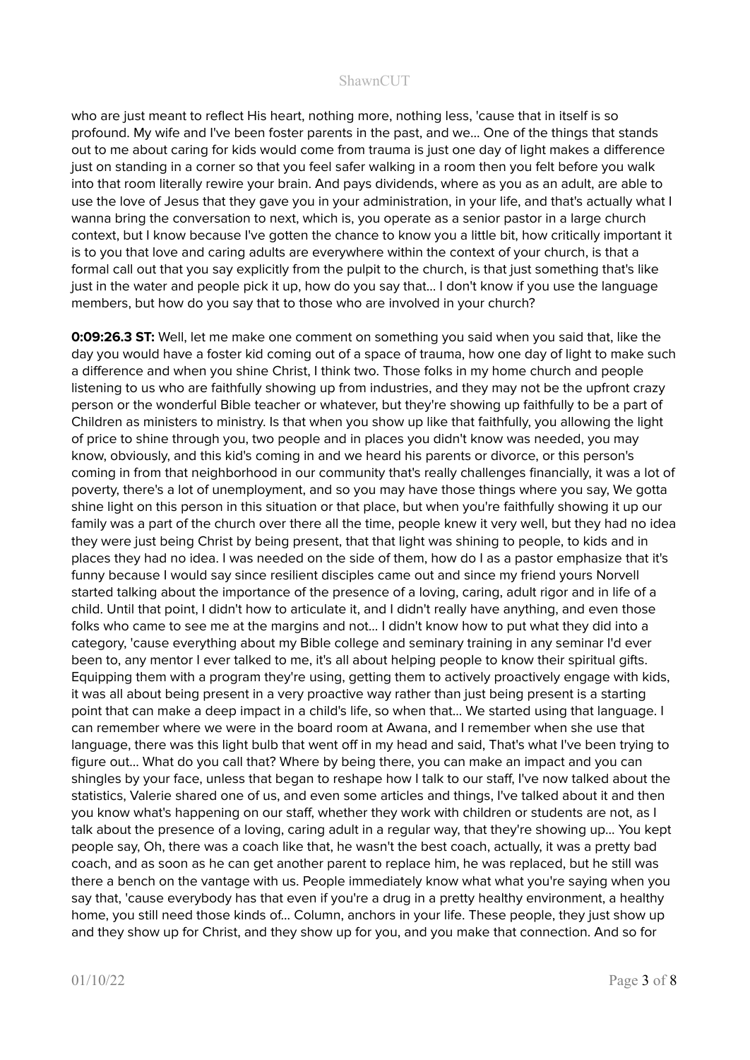who are just meant to reflect His heart, nothing more, nothing less, 'cause that in itself is so profound. My wife and I've been foster parents in the past, and we... One of the things that stands out to me about caring for kids would come from trauma is just one day of light makes a difference just on standing in a corner so that you feel safer walking in a room then you felt before you walk into that room literally rewire your brain. And pays dividends, where as you as an adult, are able to use the love of Jesus that they gave you in your administration, in your life, and that's actually what I wanna bring the conversation to next, which is, you operate as a senior pastor in a large church context, but I know because I've gotten the chance to know you a little bit, how critically important it is to you that love and caring adults are everywhere within the context of your church, is that a formal call out that you say explicitly from the pulpit to the church, is that just something that's like just in the water and people pick it up, how do you say that... I don't know if you use the language members, but how do you say that to those who are involved in your church?

**0:09:26.3 ST:** Well, let me make one comment on something you said when you said that, like the day you would have a foster kid coming out of a space of trauma, how one day of light to make such a difference and when you shine Christ, I think two. Those folks in my home church and people listening to us who are faithfully showing up from industries, and they may not be the upfront crazy person or the wonderful Bible teacher or whatever, but they're showing up faithfully to be a part of Children as ministers to ministry. Is that when you show up like that faithfully, you allowing the light of price to shine through you, two people and in places you didn't know was needed, you may know, obviously, and this kid's coming in and we heard his parents or divorce, or this person's coming in from that neighborhood in our community that's really challenges financially, it was a lot of poverty, there's a lot of unemployment, and so you may have those things where you say, We gotta shine light on this person in this situation or that place, but when you're faithfully showing it up our family was a part of the church over there all the time, people knew it very well, but they had no idea they were just being Christ by being present, that that light was shining to people, to kids and in places they had no idea. I was needed on the side of them, how do I as a pastor emphasize that it's funny because I would say since resilient disciples came out and since my friend yours Norvell started talking about the importance of the presence of a loving, caring, adult rigor and in life of a child. Until that point, I didn't how to articulate it, and I didn't really have anything, and even those folks who came to see me at the margins and not... I didn't know how to put what they did into a category, 'cause everything about my Bible college and seminary training in any seminar I'd ever been to, any mentor I ever talked to me, it's all about helping people to know their spiritual gifts. Equipping them with a program they're using, getting them to actively proactively engage with kids, it was all about being present in a very proactive way rather than just being present is a starting point that can make a deep impact in a child's life, so when that... We started using that language. I can remember where we were in the board room at Awana, and I remember when she use that language, there was this light bulb that went off in my head and said, That's what I've been trying to figure out... What do you call that? Where by being there, you can make an impact and you can shingles by your face, unless that began to reshape how I talk to our staff, I've now talked about the statistics, Valerie shared one of us, and even some articles and things, I've talked about it and then you know what's happening on our staff, whether they work with children or students are not, as I talk about the presence of a loving, caring adult in a regular way, that they're showing up... You kept people say, Oh, there was a coach like that, he wasn't the best coach, actually, it was a pretty bad coach, and as soon as he can get another parent to replace him, he was replaced, but he still was there a bench on the vantage with us. People immediately know what what you're saying when you say that, 'cause everybody has that even if you're a drug in a pretty healthy environment, a healthy home, you still need those kinds of... Column, anchors in your life. These people, they just show up and they show up for Christ, and they show up for you, and you make that connection. And so for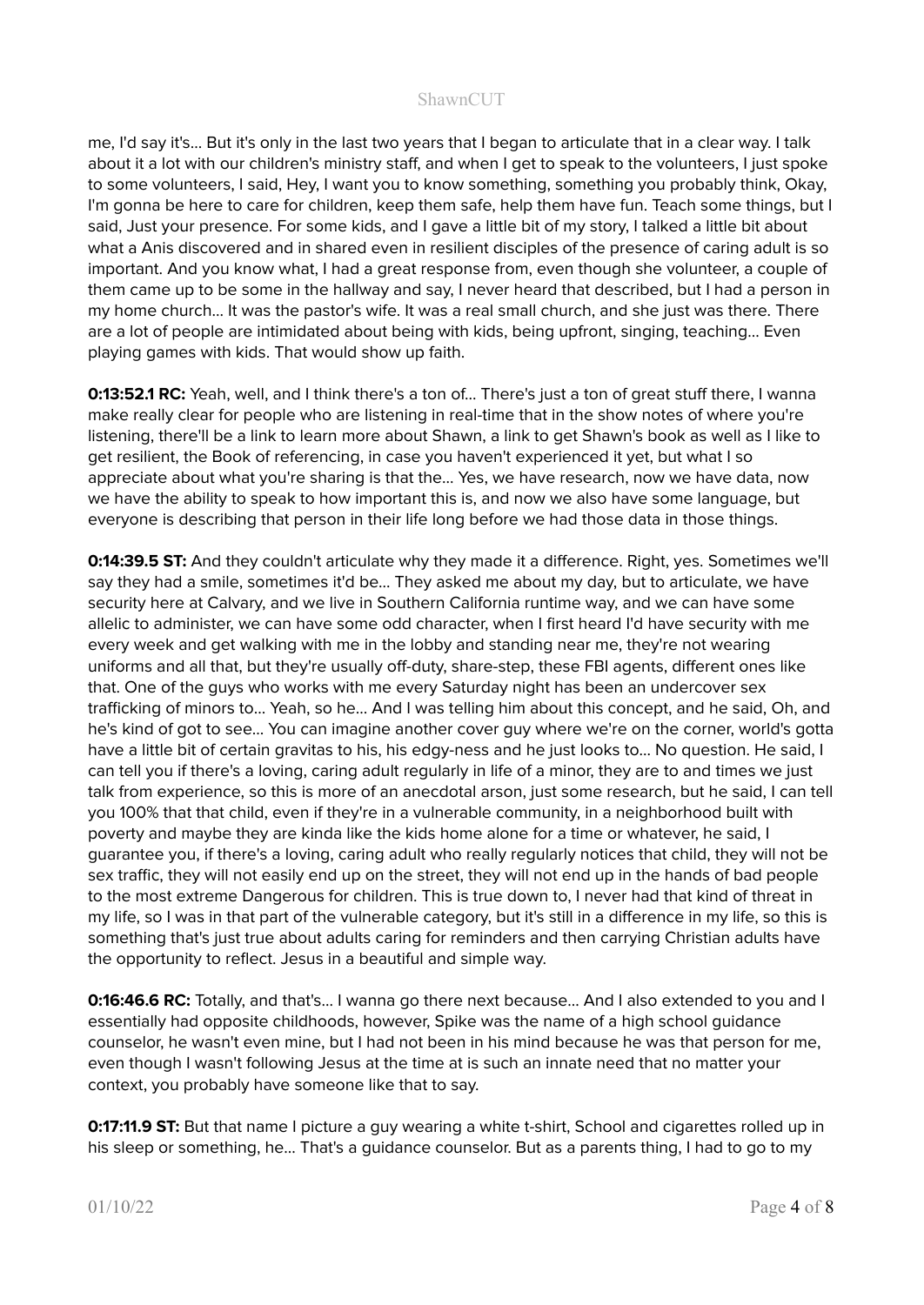me, I'd say it's... But it's only in the last two years that I began to articulate that in a clear way. I talk about it a lot with our children's ministry staff, and when I get to speak to the volunteers, I just spoke to some volunteers, I said, Hey, I want you to know something, something you probably think, Okay, I'm gonna be here to care for children, keep them safe, help them have fun. Teach some things, but I said, Just your presence. For some kids, and I gave a little bit of my story, I talked a little bit about what a Anis discovered and in shared even in resilient disciples of the presence of caring adult is so important. And you know what, I had a great response from, even though she volunteer, a couple of them came up to be some in the hallway and say, I never heard that described, but I had a person in my home church... It was the pastor's wife. It was a real small church, and she just was there. There are a lot of people are intimidated about being with kids, being upfront, singing, teaching... Even playing games with kids. That would show up faith.

**0:13:52.1 RC:** Yeah, well, and I think there's a ton of... There's just a ton of great stuff there, I wanna make really clear for people who are listening in real-time that in the show notes of where you're listening, there'll be a link to learn more about Shawn, a link to get Shawn's book as well as I like to get resilient, the Book of referencing, in case you haven't experienced it yet, but what I so appreciate about what you're sharing is that the... Yes, we have research, now we have data, now we have the ability to speak to how important this is, and now we also have some language, but everyone is describing that person in their life long before we had those data in those things.

**0:14:39.5 ST:** And they couldn't articulate why they made it a difference. Right, yes. Sometimes we'll say they had a smile, sometimes it'd be... They asked me about my day, but to articulate, we have security here at Calvary, and we live in Southern California runtime way, and we can have some allelic to administer, we can have some odd character, when I first heard I'd have security with me every week and get walking with me in the lobby and standing near me, they're not wearing uniforms and all that, but they're usually off-duty, share-step, these FBI agents, different ones like that. One of the guys who works with me every Saturday night has been an undercover sex trafficking of minors to... Yeah, so he... And I was telling him about this concept, and he said, Oh, and he's kind of got to see... You can imagine another cover guy where we're on the corner, world's gotta have a little bit of certain gravitas to his, his edgy-ness and he just looks to... No question. He said, I can tell you if there's a loving, caring adult regularly in life of a minor, they are to and times we just talk from experience, so this is more of an anecdotal arson, just some research, but he said, I can tell you 100% that that child, even if they're in a vulnerable community, in a neighborhood built with poverty and maybe they are kinda like the kids home alone for a time or whatever, he said, I guarantee you, if there's a loving, caring adult who really regularly notices that child, they will not be sex traffic, they will not easily end up on the street, they will not end up in the hands of bad people to the most extreme Dangerous for children. This is true down to, I never had that kind of threat in my life, so I was in that part of the vulnerable category, but it's still in a difference in my life, so this is something that's just true about adults caring for reminders and then carrying Christian adults have the opportunity to reflect. Jesus in a beautiful and simple way.

**0:16:46.6 RC:** Totally, and that's... I wanna go there next because... And I also extended to you and I essentially had opposite childhoods, however, Spike was the name of a high school guidance counselor, he wasn't even mine, but I had not been in his mind because he was that person for me, even though I wasn't following Jesus at the time at is such an innate need that no matter your context, you probably have someone like that to say.

**0:17:11.9 ST:** But that name I picture a guy wearing a white t-shirt, School and cigarettes rolled up in his sleep or something, he... That's a guidance counselor. But as a parents thing, I had to go to my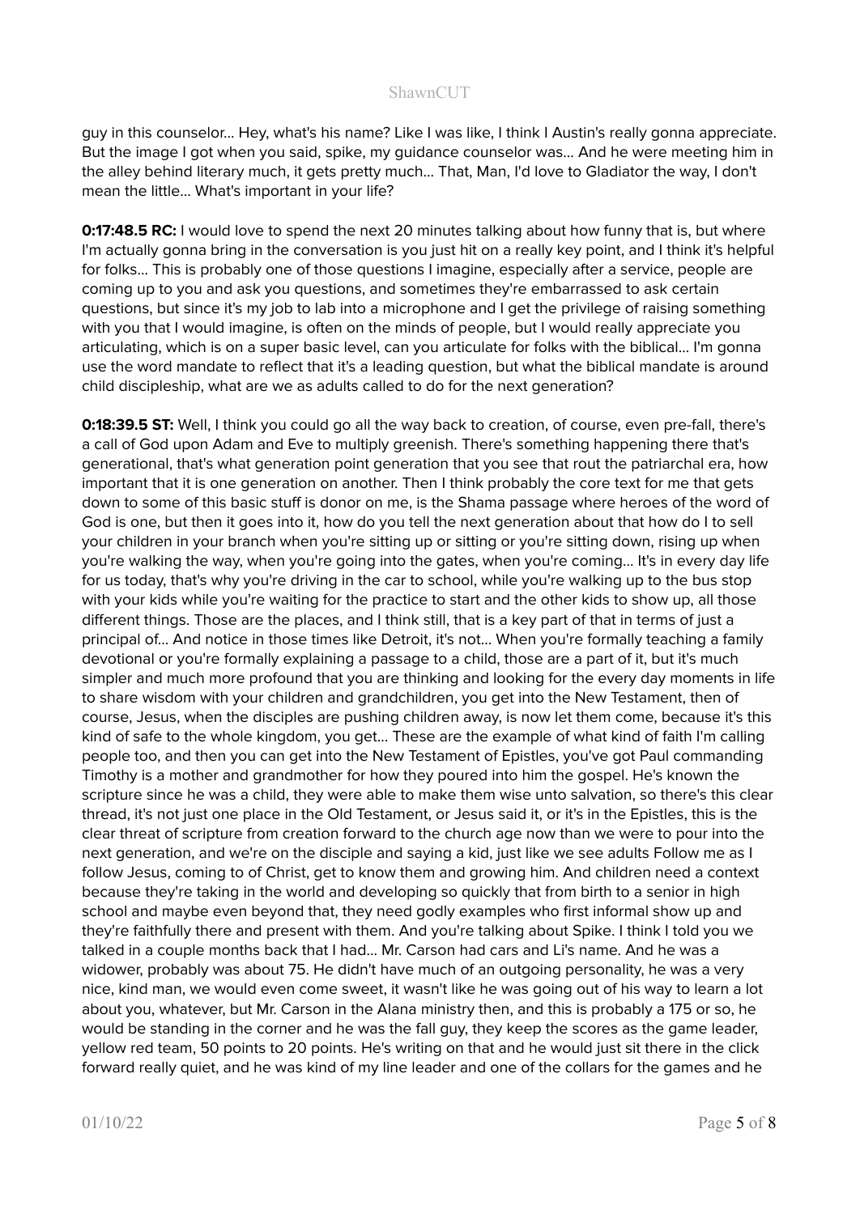guy in this counselor... Hey, what's his name? Like I was like, I think I Austin's really gonna appreciate. But the image I got when you said, spike, my guidance counselor was... And he were meeting him in the alley behind literary much, it gets pretty much... That, Man, I'd love to Gladiator the way, I don't mean the little... What's important in your life?

**0:17:48.5 RC:** I would love to spend the next 20 minutes talking about how funny that is, but where I'm actually gonna bring in the conversation is you just hit on a really key point, and I think it's helpful for folks... This is probably one of those questions I imagine, especially after a service, people are coming up to you and ask you questions, and sometimes they're embarrassed to ask certain questions, but since it's my job to lab into a microphone and I get the privilege of raising something with you that I would imagine, is often on the minds of people, but I would really appreciate you articulating, which is on a super basic level, can you articulate for folks with the biblical... I'm gonna use the word mandate to reflect that it's a leading question, but what the biblical mandate is around child discipleship, what are we as adults called to do for the next generation?

**0:18:39.5 ST:** Well, I think you could go all the way back to creation, of course, even pre-fall, there's a call of God upon Adam and Eve to multiply greenish. There's something happening there that's generational, that's what generation point generation that you see that rout the patriarchal era, how important that it is one generation on another. Then I think probably the core text for me that gets down to some of this basic stuff is donor on me, is the Shama passage where heroes of the word of God is one, but then it goes into it, how do you tell the next generation about that how do I to sell your children in your branch when you're sitting up or sitting or you're sitting down, rising up when you're walking the way, when you're going into the gates, when you're coming... It's in every day life for us today, that's why you're driving in the car to school, while you're walking up to the bus stop with your kids while you're waiting for the practice to start and the other kids to show up, all those different things. Those are the places, and I think still, that is a key part of that in terms of just a principal of... And notice in those times like Detroit, it's not... When you're formally teaching a family devotional or you're formally explaining a passage to a child, those are a part of it, but it's much simpler and much more profound that you are thinking and looking for the every day moments in life to share wisdom with your children and grandchildren, you get into the New Testament, then of course, Jesus, when the disciples are pushing children away, is now let them come, because it's this kind of safe to the whole kingdom, you get... These are the example of what kind of faith I'm calling people too, and then you can get into the New Testament of Epistles, you've got Paul commanding Timothy is a mother and grandmother for how they poured into him the gospel. He's known the scripture since he was a child, they were able to make them wise unto salvation, so there's this clear thread, it's not just one place in the Old Testament, or Jesus said it, or it's in the Epistles, this is the clear threat of scripture from creation forward to the church age now than we were to pour into the next generation, and we're on the disciple and saying a kid, just like we see adults Follow me as I follow Jesus, coming to of Christ, get to know them and growing him. And children need a context because they're taking in the world and developing so quickly that from birth to a senior in high school and maybe even beyond that, they need godly examples who first informal show up and they're faithfully there and present with them. And you're talking about Spike. I think I told you we talked in a couple months back that I had... Mr. Carson had cars and Li's name. And he was a widower, probably was about 75. He didn't have much of an outgoing personality, he was a very nice, kind man, we would even come sweet, it wasn't like he was going out of his way to learn a lot about you, whatever, but Mr. Carson in the Alana ministry then, and this is probably a 175 or so, he would be standing in the corner and he was the fall guy, they keep the scores as the game leader, yellow red team, 50 points to 20 points. He's writing on that and he would just sit there in the click forward really quiet, and he was kind of my line leader and one of the collars for the games and he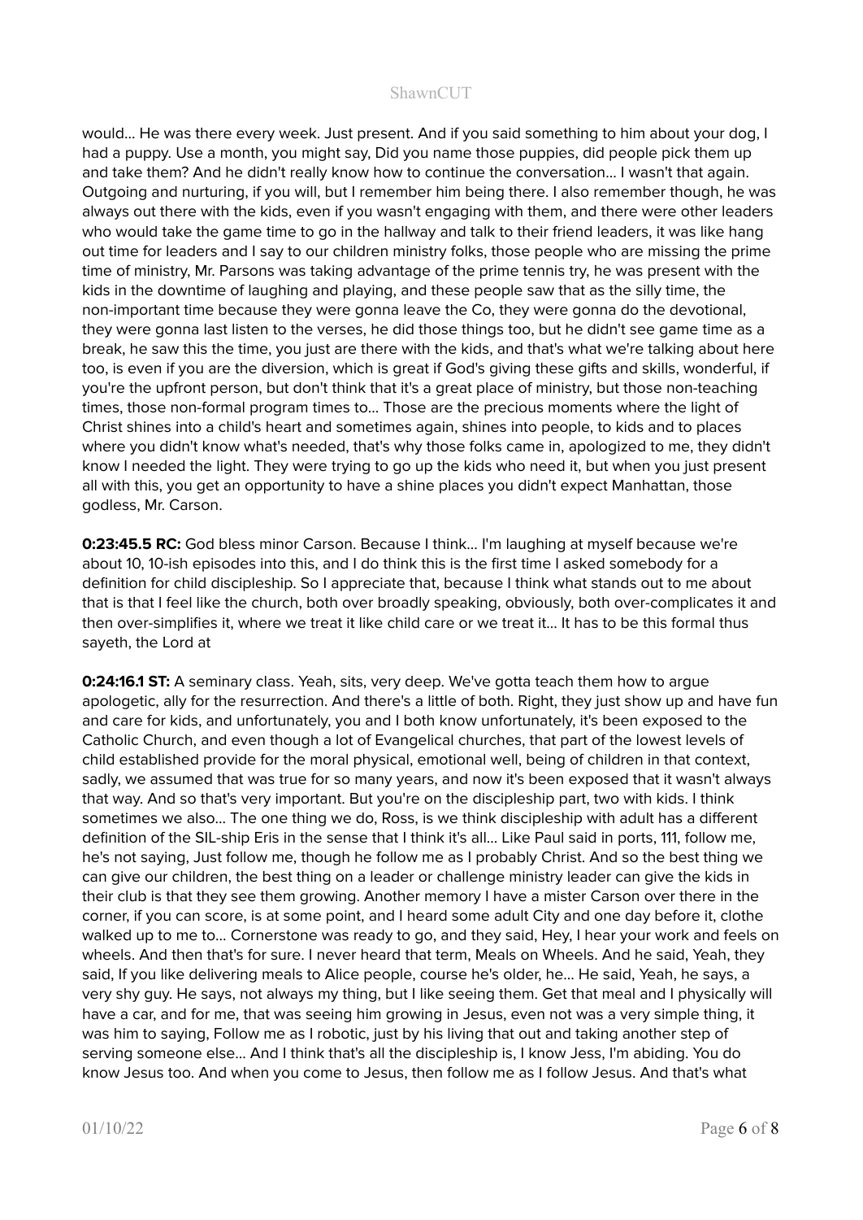would... He was there every week. Just present. And if you said something to him about your dog, I had a puppy. Use a month, you might say, Did you name those puppies, did people pick them up and take them? And he didn't really know how to continue the conversation... I wasn't that again. Outgoing and nurturing, if you will, but I remember him being there. I also remember though, he was always out there with the kids, even if you wasn't engaging with them, and there were other leaders who would take the game time to go in the hallway and talk to their friend leaders, it was like hang out time for leaders and I say to our children ministry folks, those people who are missing the prime time of ministry, Mr. Parsons was taking advantage of the prime tennis try, he was present with the kids in the downtime of laughing and playing, and these people saw that as the silly time, the non-important time because they were gonna leave the Co, they were gonna do the devotional, they were gonna last listen to the verses, he did those things too, but he didn't see game time as a break, he saw this the time, you just are there with the kids, and that's what we're talking about here too, is even if you are the diversion, which is great if God's giving these gifts and skills, wonderful, if you're the upfront person, but don't think that it's a great place of ministry, but those non-teaching times, those non-formal program times to... Those are the precious moments where the light of Christ shines into a child's heart and sometimes again, shines into people, to kids and to places where you didn't know what's needed, that's why those folks came in, apologized to me, they didn't know I needed the light. They were trying to go up the kids who need it, but when you just present all with this, you get an opportunity to have a shine places you didn't expect Manhattan, those godless, Mr. Carson.

**0:23:45.5 RC:** God bless minor Carson. Because I think... I'm laughing at myself because we're about 10, 10-ish episodes into this, and I do think this is the first time I asked somebody for a definition for child discipleship. So I appreciate that, because I think what stands out to me about that is that I feel like the church, both over broadly speaking, obviously, both over-complicates it and then over-simplifies it, where we treat it like child care or we treat it... It has to be this formal thus sayeth, the Lord at

**0:24:16.1 ST:** A seminary class. Yeah, sits, very deep. We've gotta teach them how to argue apologetic, ally for the resurrection. And there's a little of both. Right, they just show up and have fun and care for kids, and unfortunately, you and I both know unfortunately, it's been exposed to the Catholic Church, and even though a lot of Evangelical churches, that part of the lowest levels of child established provide for the moral physical, emotional well, being of children in that context, sadly, we assumed that was true for so many years, and now it's been exposed that it wasn't always that way. And so that's very important. But you're on the discipleship part, two with kids. I think sometimes we also... The one thing we do, Ross, is we think discipleship with adult has a different definition of the SIL-ship Eris in the sense that I think it's all... Like Paul said in ports, 111, follow me, he's not saying, Just follow me, though he follow me as I probably Christ. And so the best thing we can give our children, the best thing on a leader or challenge ministry leader can give the kids in their club is that they see them growing. Another memory I have a mister Carson over there in the corner, if you can score, is at some point, and I heard some adult City and one day before it, clothe walked up to me to... Cornerstone was ready to go, and they said, Hey, I hear your work and feels on wheels. And then that's for sure. I never heard that term, Meals on Wheels. And he said, Yeah, they said, If you like delivering meals to Alice people, course he's older, he... He said, Yeah, he says, a very shy guy. He says, not always my thing, but I like seeing them. Get that meal and I physically will have a car, and for me, that was seeing him growing in Jesus, even not was a very simple thing, it was him to saying, Follow me as I robotic, just by his living that out and taking another step of serving someone else... And I think that's all the discipleship is, I know Jess, I'm abiding. You do know Jesus too. And when you come to Jesus, then follow me as I follow Jesus. And that's what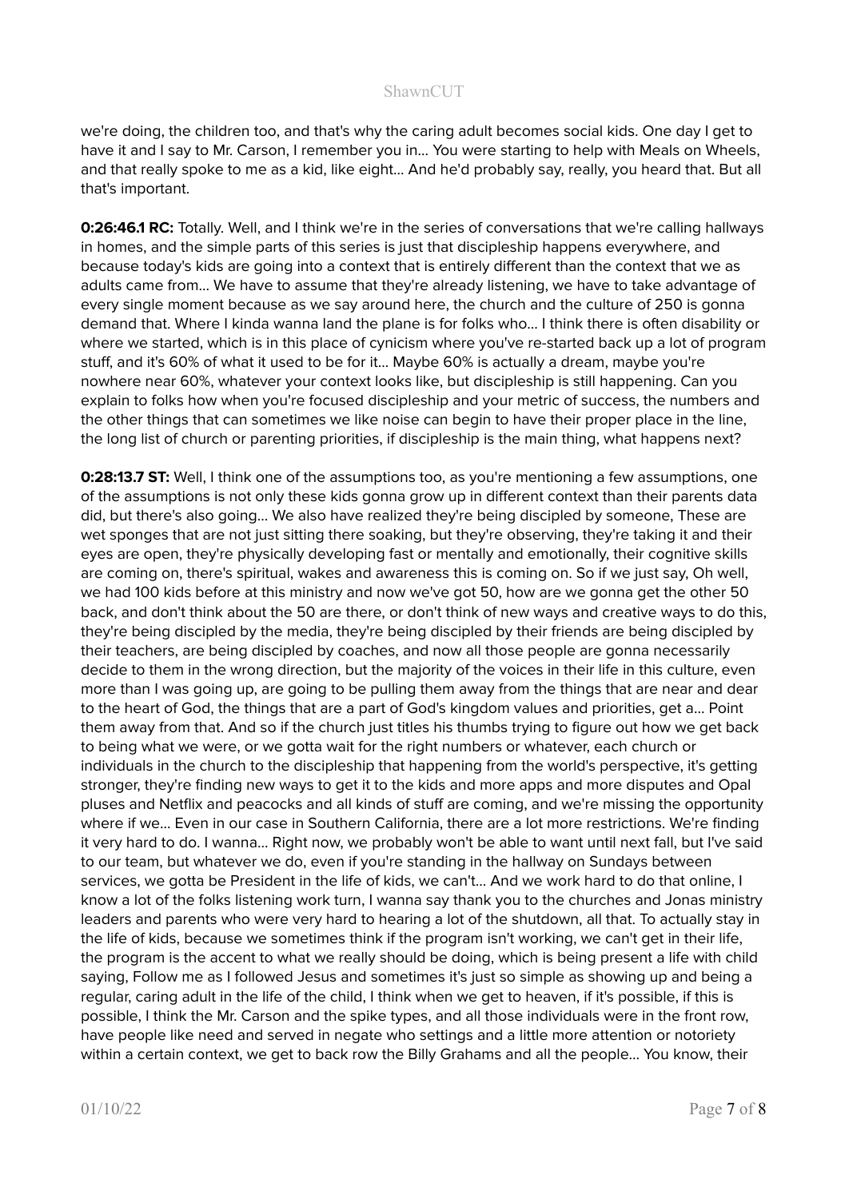we're doing, the children too, and that's why the caring adult becomes social kids. One day I get to have it and I say to Mr. Carson, I remember you in... You were starting to help with Meals on Wheels, and that really spoke to me as a kid, like eight... And he'd probably say, really, you heard that. But all that's important.

**0:26:46.1 RC:** Totally. Well, and I think we're in the series of conversations that we're calling hallways in homes, and the simple parts of this series is just that discipleship happens everywhere, and because today's kids are going into a context that is entirely different than the context that we as adults came from... We have to assume that they're already listening, we have to take advantage of every single moment because as we say around here, the church and the culture of 250 is gonna demand that. Where I kinda wanna land the plane is for folks who... I think there is often disability or where we started, which is in this place of cynicism where you've re-started back up a lot of program stuff, and it's 60% of what it used to be for it... Maybe 60% is actually a dream, maybe you're nowhere near 60%, whatever your context looks like, but discipleship is still happening. Can you explain to folks how when you're focused discipleship and your metric of success, the numbers and the other things that can sometimes we like noise can begin to have their proper place in the line, the long list of church or parenting priorities, if discipleship is the main thing, what happens next?

**0:28:13.7 ST:** Well, I think one of the assumptions too, as you're mentioning a few assumptions, one of the assumptions is not only these kids gonna grow up in different context than their parents data did, but there's also going... We also have realized they're being discipled by someone, These are wet sponges that are not just sitting there soaking, but they're observing, they're taking it and their eyes are open, they're physically developing fast or mentally and emotionally, their cognitive skills are coming on, there's spiritual, wakes and awareness this is coming on. So if we just say, Oh well, we had 100 kids before at this ministry and now we've got 50, how are we gonna get the other 50 back, and don't think about the 50 are there, or don't think of new ways and creative ways to do this, they're being discipled by the media, they're being discipled by their friends are being discipled by their teachers, are being discipled by coaches, and now all those people are gonna necessarily decide to them in the wrong direction, but the majority of the voices in their life in this culture, even more than I was going up, are going to be pulling them away from the things that are near and dear to the heart of God, the things that are a part of God's kingdom values and priorities, get a... Point them away from that. And so if the church just titles his thumbs trying to figure out how we get back to being what we were, or we gotta wait for the right numbers or whatever, each church or individuals in the church to the discipleship that happening from the world's perspective, it's getting stronger, they're finding new ways to get it to the kids and more apps and more disputes and Opal pluses and Netflix and peacocks and all kinds of stuff are coming, and we're missing the opportunity where if we... Even in our case in Southern California, there are a lot more restrictions. We're finding it very hard to do. I wanna... Right now, we probably won't be able to want until next fall, but I've said to our team, but whatever we do, even if you're standing in the hallway on Sundays between services, we gotta be President in the life of kids, we can't... And we work hard to do that online, I know a lot of the folks listening work turn, I wanna say thank you to the churches and Jonas ministry leaders and parents who were very hard to hearing a lot of the shutdown, all that. To actually stay in the life of kids, because we sometimes think if the program isn't working, we can't get in their life, the program is the accent to what we really should be doing, which is being present a life with child saying, Follow me as I followed Jesus and sometimes it's just so simple as showing up and being a regular, caring adult in the life of the child, I think when we get to heaven, if it's possible, if this is possible, I think the Mr. Carson and the spike types, and all those individuals were in the front row, have people like need and served in negate who settings and a little more attention or notoriety within a certain context, we get to back row the Billy Grahams and all the people... You know, their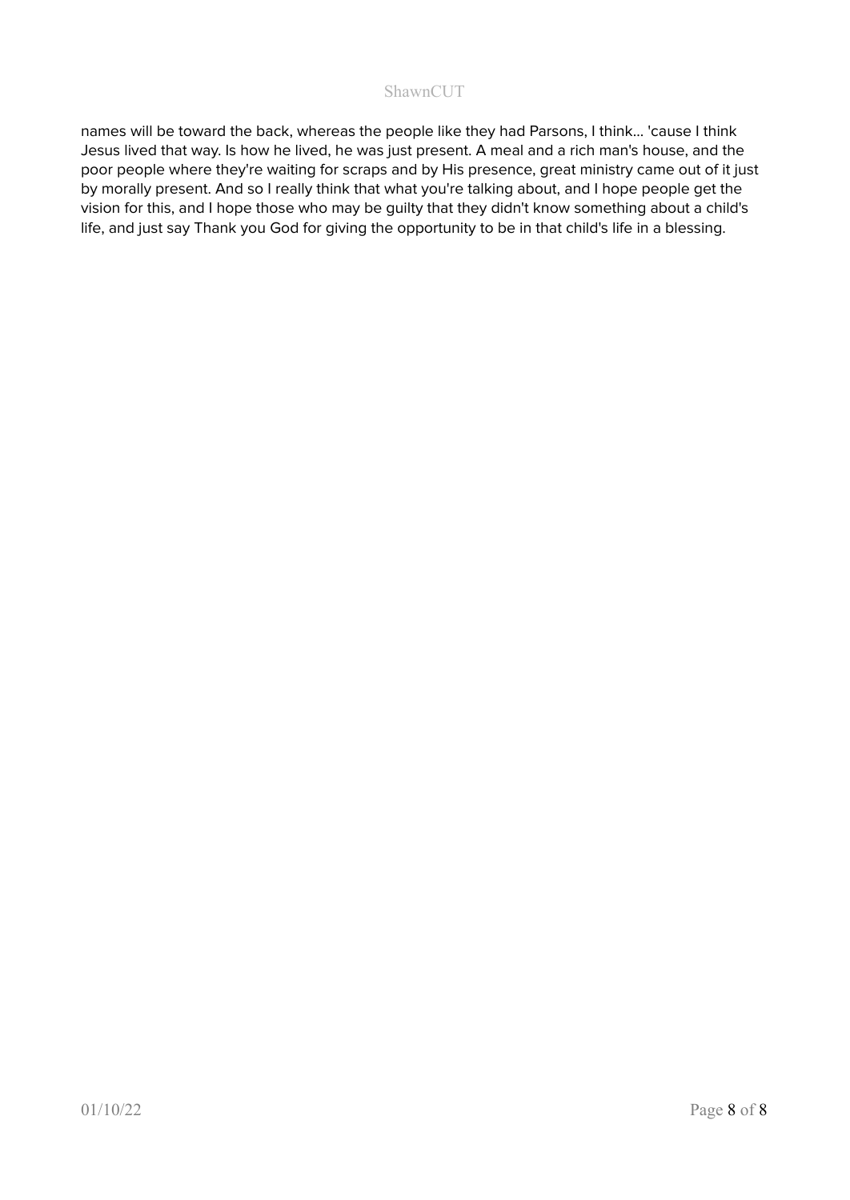names will be toward the back, whereas the people like they had Parsons, I think... 'cause I think Jesus lived that way. Is how he lived, he was just present. A meal and a rich man's house, and the poor people where they're waiting for scraps and by His presence, great ministry came out of it just by morally present. And so I really think that what you're talking about, and I hope people get the vision for this, and I hope those who may be guilty that they didn't know something about a child's life, and just say Thank you God for giving the opportunity to be in that child's life in a blessing.